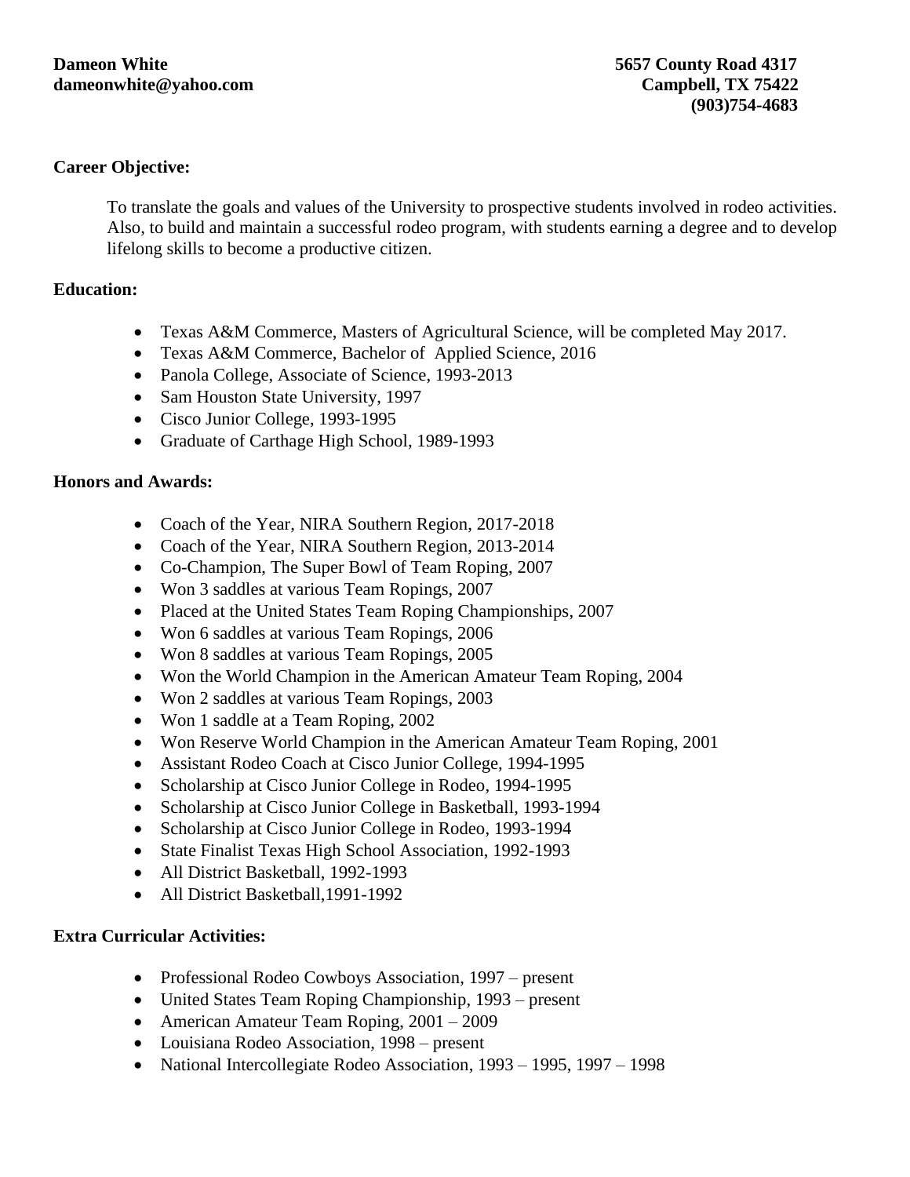**Dameon White**
**dameonwhite@yahoo.com**

**5657 County Road 4317**
**Campbell, TX 75422**
**(903)754-4683**

**Career Objective:**

To translate the goals and values of the University to prospective students involved in rodeo activities. Also, to build and maintain a successful rodeo program, with students earning a degree and to develop lifelong skills to become a productive citizen.

**Education:**

- Texas A&M Commerce, Masters of Agricultural Science, will be completed May 2017.
- Texas A&M Commerce, Bachelor of Applied Science, 2016
- Panola College, Associate of Science, 1993-2013
- Sam Houston State University, 1997
- Cisco Junior College, 1993-1995
- Graduate of Carthage High School, 1989-1993

**Honors and Awards:**

- Coach of the Year, NIRA Southern Region, 2017-2018
- Coach of the Year, NIRA Southern Region, 2013-2014
- Co-Champion, The Super Bowl of Team Roping, 2007
- Won 3 saddles at various Team Ropings, 2007
- Placed at the United States Team Roping Championships, 2007
- Won 6 saddles at various Team Ropings, 2006
- Won 8 saddles at various Team Ropings, 2005
- Won the World Champion in the American Amateur Team Roping, 2004
- Won 2 saddles at various Team Ropings, 2003
- Won 1 saddle at a Team Roping, 2002
- Won Reserve World Champion in the American Amateur Team Roping, 2001
- Assistant Rodeo Coach at Cisco Junior College, 1994-1995
- Scholarship at Cisco Junior College in Rodeo, 1994-1995
- Scholarship at Cisco Junior College in Basketball, 1993-1994
- Scholarship at Cisco Junior College in Rodeo, 1993-1994
- State Finalist Texas High School Association, 1992-1993
- All District Basketball, 1992-1993
- All District Basketball,1991-1992

**Extra Curricular Activities:**

- Professional Rodeo Cowboys Association, 1997 – present
- United States Team Roping Championship, 1993 – present
- American Amateur Team Roping, 2001 – 2009
- Louisiana Rodeo Association, 1998 – present
- National Intercollegiate Rodeo Association, 1993 – 1995, 1997 – 1998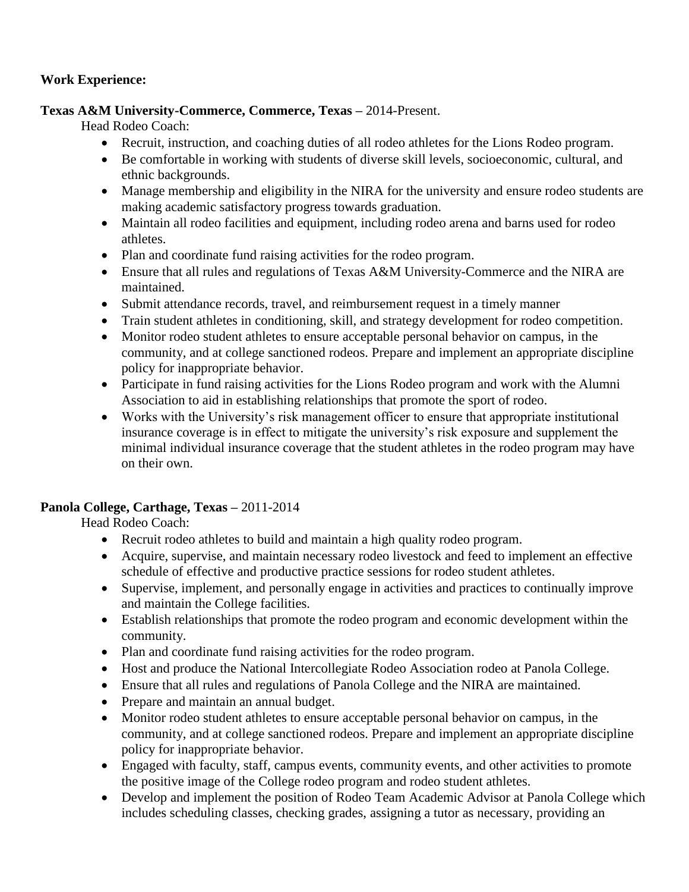**Work Experience:**

**Texas A&M University-Commerce, Commerce, Texas –** 2014-Present.

Head Rodeo Coach:

- Recruit, instruction, and coaching duties of all rodeo athletes for the Lions Rodeo program.
- Be comfortable in working with students of diverse skill levels, socioeconomic, cultural, and ethnic backgrounds.
- Manage membership and eligibility in the NIRA for the university and ensure rodeo students are making academic satisfactory progress towards graduation.
- Maintain all rodeo facilities and equipment, including rodeo arena and barns used for rodeo athletes.
- Plan and coordinate fund raising activities for the rodeo program.
- Ensure that all rules and regulations of Texas A&M University-Commerce and the NIRA are maintained.
- Submit attendance records, travel, and reimbursement request in a timely manner
- Train student athletes in conditioning, skill, and strategy development for rodeo competition.
- Monitor rodeo student athletes to ensure acceptable personal behavior on campus, in the community, and at college sanctioned rodeos. Prepare and implement an appropriate discipline policy for inappropriate behavior.
- Participate in fund raising activities for the Lions Rodeo program and work with the Alumni Association to aid in establishing relationships that promote the sport of rodeo.
- Works with the University's risk management officer to ensure that appropriate institutional insurance coverage is in effect to mitigate the university's risk exposure and supplement the minimal individual insurance coverage that the student athletes in the rodeo program may have on their own.

**Panola College, Carthage, Texas –** 2011-2014

Head Rodeo Coach:

- Recruit rodeo athletes to build and maintain a high quality rodeo program.
- Acquire, supervise, and maintain necessary rodeo livestock and feed to implement an effective schedule of effective and productive practice sessions for rodeo student athletes.
- Supervise, implement, and personally engage in activities and practices to continually improve and maintain the College facilities.
- Establish relationships that promote the rodeo program and economic development within the community.
- Plan and coordinate fund raising activities for the rodeo program.
- Host and produce the National Intercollegiate Rodeo Association rodeo at Panola College.
- Ensure that all rules and regulations of Panola College and the NIRA are maintained.
- Prepare and maintain an annual budget.
- Monitor rodeo student athletes to ensure acceptable personal behavior on campus, in the community, and at college sanctioned rodeos. Prepare and implement an appropriate discipline policy for inappropriate behavior.
- Engaged with faculty, staff, campus events, community events, and other activities to promote the positive image of the College rodeo program and rodeo student athletes.
- Develop and implement the position of Rodeo Team Academic Advisor at Panola College which includes scheduling classes, checking grades, assigning a tutor as necessary, providing an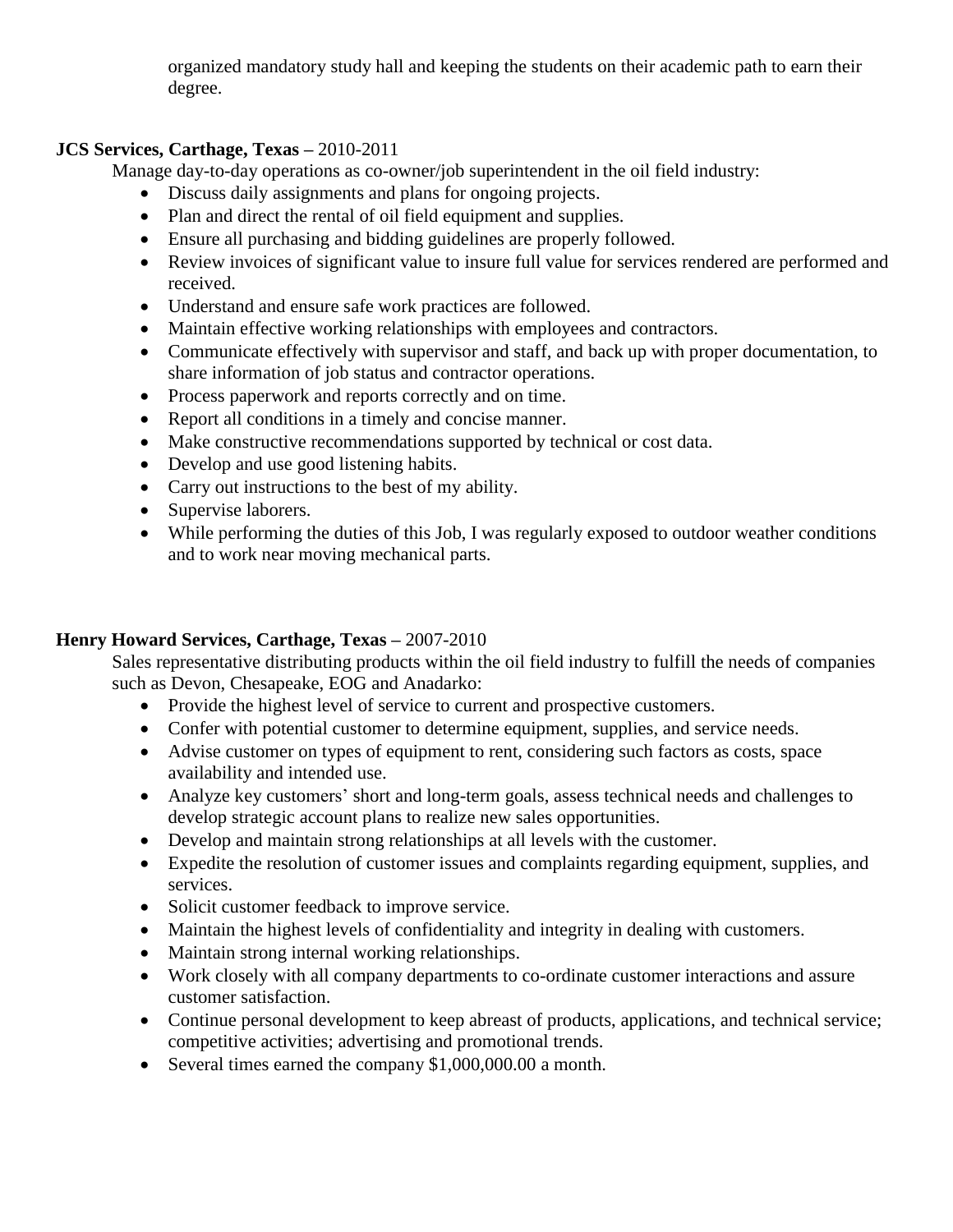organized mandatory study hall and keeping the students on their academic path to earn their degree.

**JCS Services, Carthage, Texas –** 2010-2011

Manage day-to-day operations as co-owner/job superintendent in the oil field industry:

- Discuss daily assignments and plans for ongoing projects.
- Plan and direct the rental of oil field equipment and supplies.
- Ensure all purchasing and bidding guidelines are properly followed.
- Review invoices of significant value to insure full value for services rendered are performed and received.
- Understand and ensure safe work practices are followed.
- Maintain effective working relationships with employees and contractors.
- Communicate effectively with supervisor and staff, and back up with proper documentation, to share information of job status and contractor operations.
- Process paperwork and reports correctly and on time.
- Report all conditions in a timely and concise manner.
- Make constructive recommendations supported by technical or cost data.
- Develop and use good listening habits.
- Carry out instructions to the best of my ability.
- Supervise laborers.
- While performing the duties of this Job, I was regularly exposed to outdoor weather conditions and to work near moving mechanical parts.

**Henry Howard Services, Carthage, Texas –** 2007-2010

Sales representative distributing products within the oil field industry to fulfill the needs of companies such as Devon, Chesapeake, EOG and Anadarko:

- Provide the highest level of service to current and prospective customers.
- Confer with potential customer to determine equipment, supplies, and service needs.
- Advise customer on types of equipment to rent, considering such factors as costs, space availability and intended use.
- Analyze key customers' short and long-term goals, assess technical needs and challenges to develop strategic account plans to realize new sales opportunities.
- Develop and maintain strong relationships at all levels with the customer.
- Expedite the resolution of customer issues and complaints regarding equipment, supplies, and services.
- Solicit customer feedback to improve service.
- Maintain the highest levels of confidentiality and integrity in dealing with customers.
- Maintain strong internal working relationships.
- Work closely with all company departments to co-ordinate customer interactions and assure customer satisfaction.
- Continue personal development to keep abreast of products, applications, and technical service; competitive activities; advertising and promotional trends.
- Several times earned the company $1,000,000.00 a month.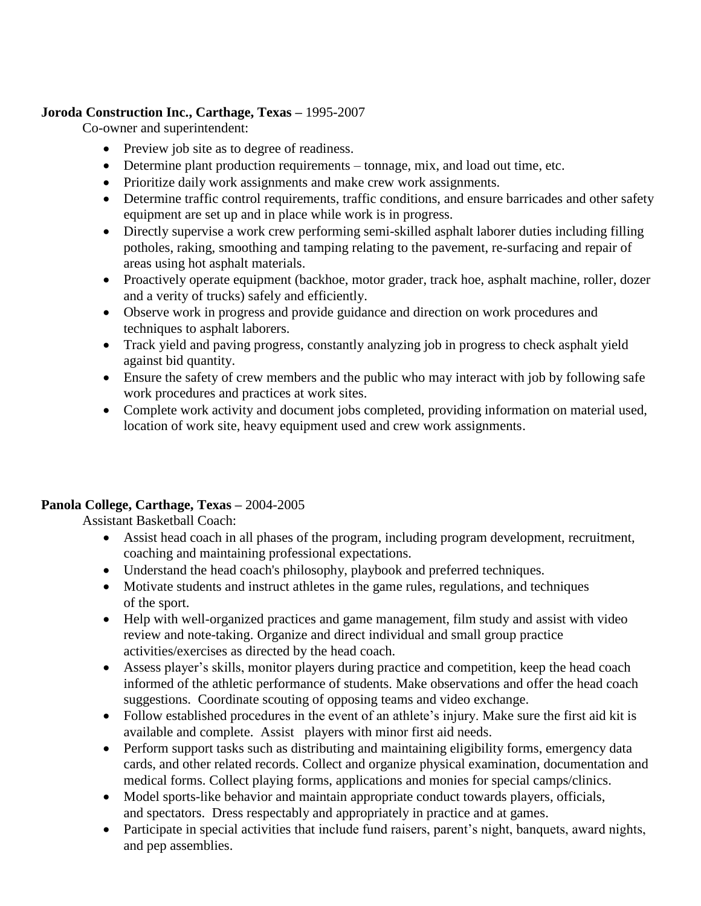**Joroda Construction Inc., Carthage, Texas –** 1995-2007

Co-owner and superintendent:

- Preview job site as to degree of readiness.
- Determine plant production requirements – tonnage, mix, and load out time, etc.
- Prioritize daily work assignments and make crew work assignments.
- Determine traffic control requirements, traffic conditions, and ensure barricades and other safety equipment are set up and in place while work is in progress.
- Directly supervise a work crew performing semi-skilled asphalt laborer duties including filling potholes, raking, smoothing and tamping relating to the pavement, re-surfacing and repair of areas using hot asphalt materials.
- Proactively operate equipment (backhoe, motor grader, track hoe, asphalt machine, roller, dozer and a verity of trucks) safely and efficiently.
- Observe work in progress and provide guidance and direction on work procedures and techniques to asphalt laborers.
- Track yield and paving progress, constantly analyzing job in progress to check asphalt yield against bid quantity.
- Ensure the safety of crew members and the public who may interact with job by following safe work procedures and practices at work sites.
- Complete work activity and document jobs completed, providing information on material used, location of work site, heavy equipment used and crew work assignments.

**Panola College, Carthage, Texas –** 2004-2005

Assistant Basketball Coach:

- Assist head coach in all phases of the program, including program development, recruitment, coaching and maintaining professional expectations.
- Understand the head coach's philosophy, playbook and preferred techniques.
- Motivate students and instruct athletes in the game rules, regulations, and techniques of the sport.
- Help with well-organized practices and game management, film study and assist with video review and note-taking. Organize and direct individual and small group practice activities/exercises as directed by the head coach.
- Assess player's skills, monitor players during practice and competition, keep the head coach informed of the athletic performance of students. Make observations and offer the head coach suggestions. Coordinate scouting of opposing teams and video exchange.
- Follow established procedures in the event of an athlete's injury. Make sure the first aid kit is available and complete. Assist players with minor first aid needs.
- Perform support tasks such as distributing and maintaining eligibility forms, emergency data cards, and other related records. Collect and organize physical examination, documentation and medical forms. Collect playing forms, applications and monies for special camps/clinics.
- Model sports-like behavior and maintain appropriate conduct towards players, officials, and spectators. Dress respectably and appropriately in practice and at games.
- Participate in special activities that include fund raisers, parent's night, banquets, award nights, and pep assemblies.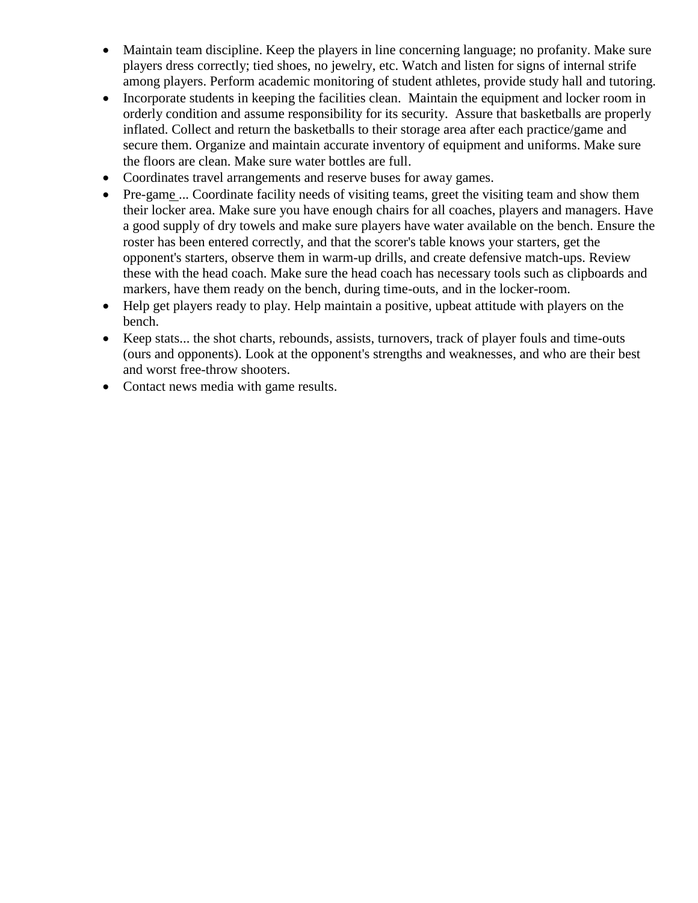- Maintain team discipline. Keep the players in line concerning language; no profanity. Make sure players dress correctly; tied shoes, no jewelry, etc. Watch and listen for signs of internal strife among players. Perform academic monitoring of student athletes, provide study hall and tutoring.
- Incorporate students in keeping the facilities clean. Maintain the equipment and locker room in orderly condition and assume responsibility for its security. Assure that basketballs are properly inflated. Collect and return the basketballs to their storage area after each practice/game and secure them. Organize and maintain accurate inventory of equipment and uniforms. Make sure the floors are clean. Make sure water bottles are full.
- Coordinates travel arrangements and reserve buses for away games.
- Pre-game ... Coordinate facility needs of visiting teams, greet the visiting team and show them their locker area. Make sure you have enough chairs for all coaches, players and managers. Have a good supply of dry towels and make sure players have water available on the bench. Ensure the roster has been entered correctly, and that the scorer's table knows your starters, get the opponent's starters, observe them in warm-up drills, and create defensive match-ups. Review these with the head coach. Make sure the head coach has necessary tools such as clipboards and markers, have them ready on the bench, during time-outs, and in the locker-room.
- Help get players ready to play. Help maintain a positive, upbeat attitude with players on the bench.
- Keep stats... the shot charts, rebounds, assists, turnovers, track of player fouls and time-outs (ours and opponents). Look at the opponent's strengths and weaknesses, and who are their best and worst free-throw shooters.
- Contact news media with game results.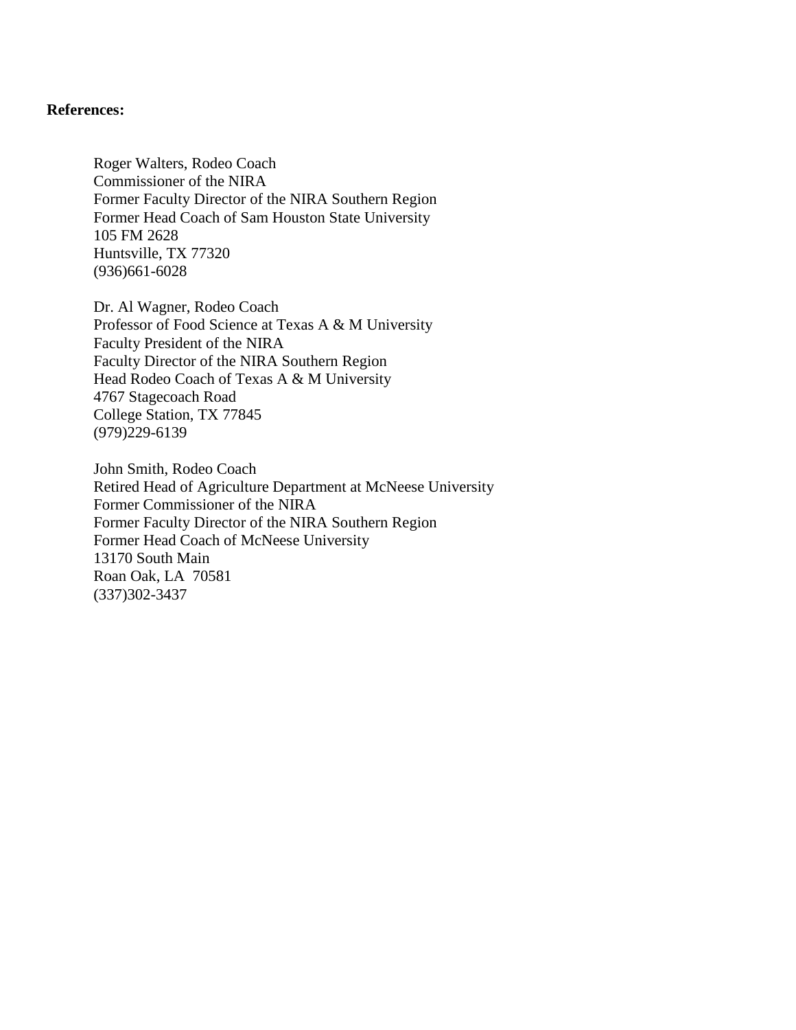**References:**

Roger Walters, Rodeo Coach  
Commissioner of the NIRA  
Former Faculty Director of the NIRA Southern Region  
Former Head Coach of Sam Houston State University  
105 FM 2628  
Huntsville, TX 77320  
(936)661-6028

Dr. Al Wagner, Rodeo Coach  
Professor of Food Science at Texas A & M University  
Faculty President of the NIRA  
Faculty Director of the NIRA Southern Region  
Head Rodeo Coach of Texas A & M University  
4767 Stagecoach Road  
College Station, TX 77845  
(979)229-6139

John Smith, Rodeo Coach  
Retired Head of Agriculture Department at McNeese University  
Former Commissioner of the NIRA  
Former Faculty Director of the NIRA Southern Region  
Former Head Coach of McNeese University  
13170 South Main  
Roan Oak, LA 70581  
(337)302-3437